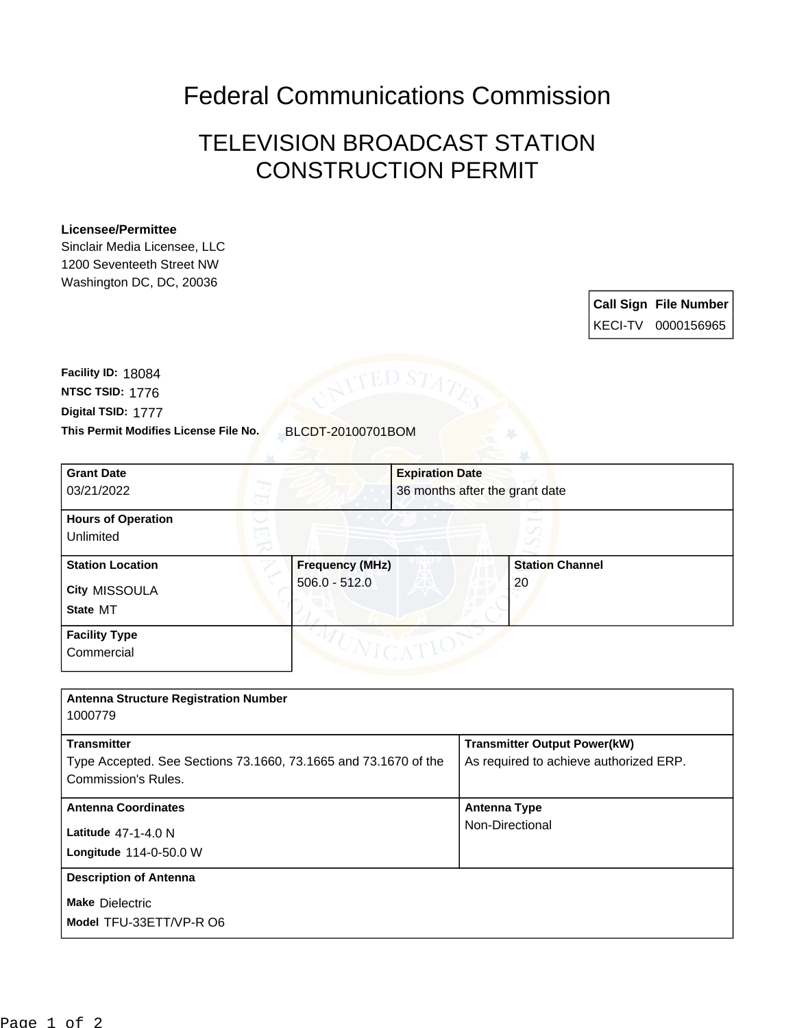# Federal Communications Commission

## TELEVISION BROADCAST STATION CONSTRUCTION PERMIT

**Licensee/Permittee**
Sinclair Media Licensee, LLC
1200 Seventeeth Street NW
Washington DC, DC, 20036

| Call Sign | File Number |
| --- | --- |
| KECI-TV | 0000156965 |

**Facility ID:** 18084
**NTSC TSID:** 1776
**Digital TSID:** 1777
**This Permit Modifies License File No.** BLCDT-20100701BOM

| | | |
| --- | --- | --- |
| **Grant Date** 03/21/2022 | **Expiration Date** 36 months after the grant date | |
| **Hours of Operation** Unlimited | | |
| **Station Location** City MISSOULA State MT | **Frequency (MHz)** 506.0 - 512.0 | **Station Channel** 20 |
| **Facility Type** Commercial | | |

| | |
| --- | --- |
| **Antenna Structure Registration Number** 1000779 | |
| **Transmitter** Type Accepted. See Sections 73.1660, 73.1665 and 73.1670 of the Commission's Rules. | **Transmitter Output Power(kW)** As required to achieve authorized ERP. |
| **Antenna Coordinates** Latitude 47-1-4.0 N Longitude 114-0-50.0 W | **Antenna Type** Non-Directional |
| **Description of Antenna** Make Dielectric Model TFU-33ETT/VP-R O6 | |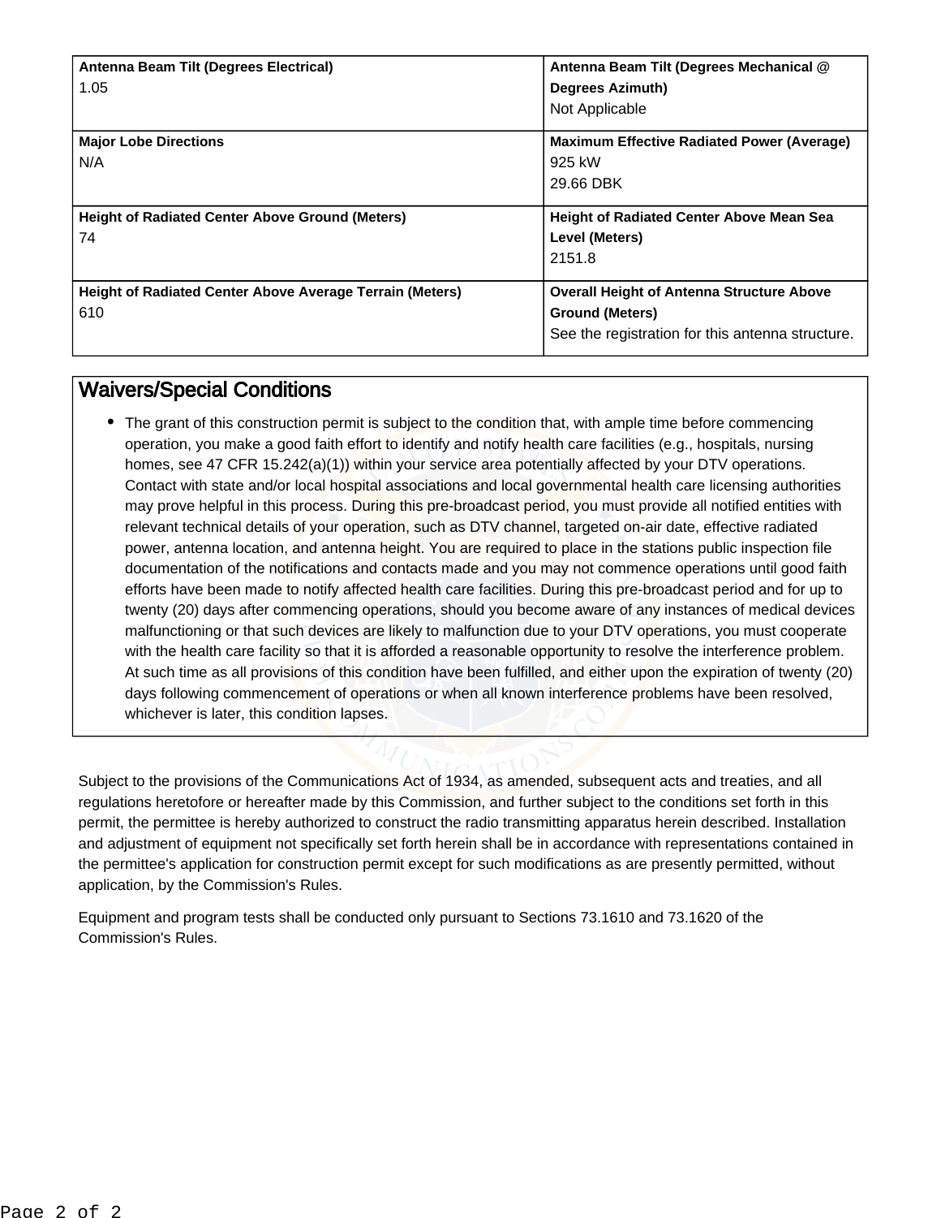| | |
|---|---|
| **Antenna Beam Tilt (Degrees Electrical)**<br>1.05 | **Antenna Beam Tilt (Degrees Mechanical @ Degrees Azimuth)**<br>Not Applicable |
| **Major Lobe Directions**<br>N/A | **Maximum Effective Radiated Power (Average)**<br>925 kW<br>29.66 DBK |
| **Height of Radiated Center Above Ground (Meters)**<br>74 | **Height of Radiated Center Above Mean Sea Level (Meters)**<br>2151.8 |
| **Height of Radiated Center Above Average Terrain (Meters)**<br>610 | **Overall Height of Antenna Structure Above Ground (Meters)**<br>See the registration for this antenna structure. |

## Waivers/Special Conditions

- The grant of this construction permit is subject to the condition that, with ample time before commencing operation, you make a good faith effort to identify and notify health care facilities (e.g., hospitals, nursing homes, see 47 CFR 15.242(a)(1)) within your service area potentially affected by your DTV operations. Contact with state and/or local hospital associations and local governmental health care licensing authorities may prove helpful in this process. During this pre-broadcast period, you must provide all notified entities with relevant technical details of your operation, such as DTV channel, targeted on-air date, effective radiated power, antenna location, and antenna height. You are required to place in the stations public inspection file documentation of the notifications and contacts made and you may not commence operations until good faith efforts have been made to notify affected health care facilities. During this pre-broadcast period and for up to twenty (20) days after commencing operations, should you become aware of any instances of medical devices malfunctioning or that such devices are likely to malfunction due to your DTV operations, you must cooperate with the health care facility so that it is afforded a reasonable opportunity to resolve the interference problem. At such time as all provisions of this condition have been fulfilled, and either upon the expiration of twenty (20) days following commencement of operations or when all known interference problems have been resolved, whichever is later, this condition lapses.

Subject to the provisions of the Communications Act of 1934, as amended, subsequent acts and treaties, and all regulations heretofore or hereafter made by this Commission, and further subject to the conditions set forth in this permit, the permittee is hereby authorized to construct the radio transmitting apparatus herein described. Installation and adjustment of equipment not specifically set forth herein shall be in accordance with representations contained in the permittee's application for construction permit except for such modifications as are presently permitted, without application, by the Commission's Rules.

Equipment and program tests shall be conducted only pursuant to Sections 73.1610 and 73.1620 of the Commission's Rules.